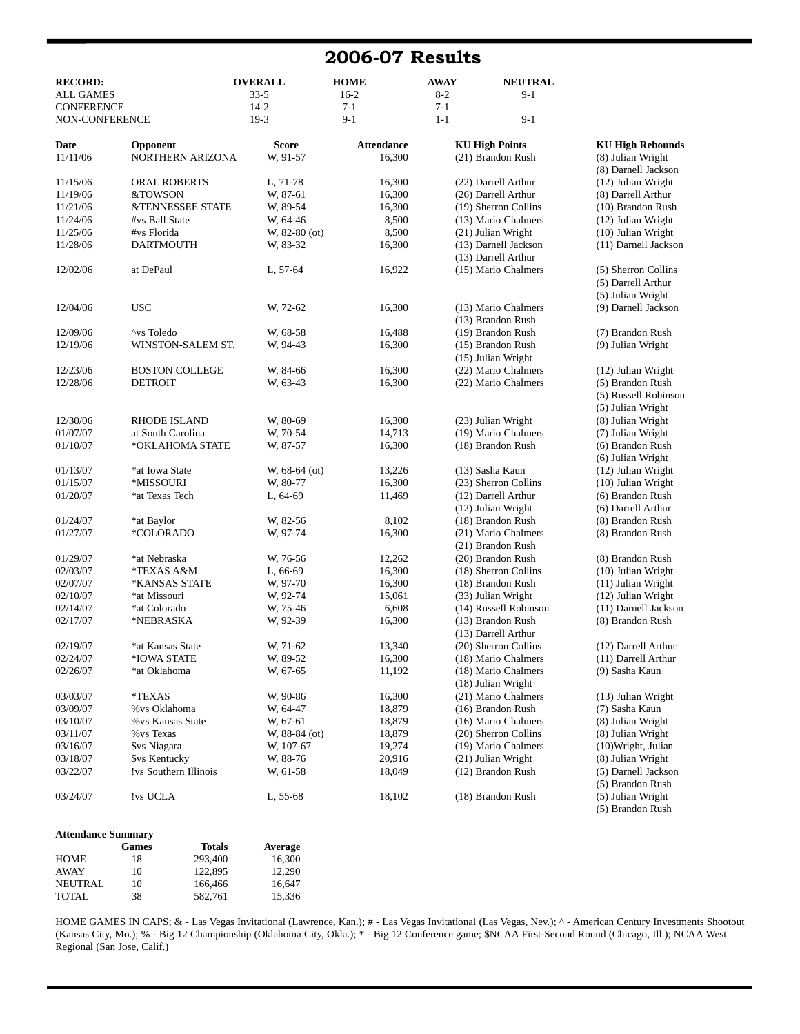# 2006-07 Results

| RECORD: | OVERALL | HOME | AWAY | NEUTRAL |
|---|---|---|---|---|
| ALL GAMES | 33-5 | 16-2 | 8-2 | 9-1 |
| CONFERENCE | 14-2 | 7-1 | 7-1 | |
| NON-CONFERENCE | 19-3 | 9-1 | 1-1 | 9-1 |

| Date | Opponent | Score | Attendance | KU High Points | KU High Rebounds |
|---|---|---|---|---|---|
| 11/11/06 | NORTHERN ARIZONA | W, 91-57 | 16,300 | (21) Brandon Rush | (8) Julian Wright<br>(8) Darnell Jackson |
| 11/15/06 | ORAL ROBERTS | L, 71-78 | 16,300 | (22) Darrell Arthur | (12) Julian Wright |
| 11/19/06 | &TOWSON | W, 87-61 | 16,300 | (26) Darrell Arthur | (8) Darrell Arthur |
| 11/21/06 | &TENNESSEE STATE | W, 89-54 | 16,300 | (19) Sherron Collins | (10) Brandon Rush |
| 11/24/06 | #vs Ball State | W, 64-46 | 8,500 | (13) Mario Chalmers | (12) Julian Wright |
| 11/25/06 | #vs Florida | W, 82-80 (ot) | 8,500 | (21) Julian Wright | (10) Julian Wright |
| 11/28/06 | DARTMOUTH | W, 83-32 | 16,300 | (13) Darnell Jackson<br>(13) Darrell Arthur | (11) Darnell Jackson |
| 12/02/06 | at DePaul | L, 57-64 | 16,922 | (15) Mario Chalmers | (5) Sherron Collins<br>(5) Darrell Arthur<br>(5) Julian Wright |
| 12/04/06 | USC | W, 72-62 | 16,300 | (13) Mario Chalmers<br>(13) Brandon Rush | (9) Darnell Jackson |
| 12/09/06 | ^vs Toledo | W, 68-58 | 16,488 | (19) Brandon Rush | (7) Brandon Rush |
| 12/19/06 | WINSTON-SALEM ST. | W, 94-43 | 16,300 | (15) Brandon Rush<br>(15) Julian Wright | (9) Julian Wright |
| 12/23/06 | BOSTON COLLEGE | W, 84-66 | 16,300 | (22) Mario Chalmers | (12) Julian Wright |
| 12/28/06 | DETROIT | W, 63-43 | 16,300 | (22) Mario Chalmers | (5) Brandon Rush<br>(5) Russell Robinson<br>(5) Julian Wright |
| 12/30/06 | RHODE ISLAND | W, 80-69 | 16,300 | (23) Julian Wright | (8) Julian Wright |
| 01/07/07 | at South Carolina | W, 70-54 | 14,713 | (19) Mario Chalmers | (7) Julian Wright |
| 01/10/07 | *OKLAHOMA STATE | W, 87-57 | 16,300 | (18) Brandon Rush | (6) Brandon Rush<br>(6) Julian Wright |
| 01/13/07 | *at Iowa State | W, 68-64 (ot) | 13,226 | (13) Sasha Kaun | (12) Julian Wright |
| 01/15/07 | *MISSOURI | W, 80-77 | 16,300 | (23) Sherron Collins | (10) Julian Wright |
| 01/20/07 | *at Texas Tech | L, 64-69 | 11,469 | (12) Darrell Arthur<br>(12) Julian Wright | (6) Brandon Rush<br>(6) Darrell Arthur |
| 01/24/07 | *at Baylor | W, 82-56 | 8,102 | (18) Brandon Rush | (8) Brandon Rush |
| 01/27/07 | *COLORADO | W, 97-74 | 16,300 | (21) Mario Chalmers<br>(21) Brandon Rush | (8) Brandon Rush |
| 01/29/07 | *at Nebraska | W, 76-56 | 12,262 | (20) Brandon Rush | (8) Brandon Rush |
| 02/03/07 | *TEXAS A&M | L, 66-69 | 16,300 | (18) Sherron Collins | (10) Julian Wright |
| 02/07/07 | *KANSAS STATE | W, 97-70 | 16,300 | (18) Brandon Rush | (11) Julian Wright |
| 02/10/07 | *at Missouri | W, 92-74 | 15,061 | (33) Julian Wright | (12) Julian Wright |
| 02/14/07 | *at Colorado | W, 75-46 | 6,608 | (14) Russell Robinson | (11) Darnell Jackson |
| 02/17/07 | *NEBRASKA | W, 92-39 | 16,300 | (13) Brandon Rush<br>(13) Darrell Arthur | (8) Brandon Rush |
| 02/19/07 | *at Kansas State | W, 71-62 | 13,340 | (20) Sherron Collins | (12) Darrell Arthur |
| 02/24/07 | *IOWA STATE | W, 89-52 | 16,300 | (18) Mario Chalmers | (11) Darrell Arthur |
| 02/26/07 | *at Oklahoma | W, 67-65 | 11,192 | (18) Mario Chalmers<br>(18) Julian Wright | (9) Sasha Kaun |
| 03/03/07 | *TEXAS | W, 90-86 | 16,300 | (21) Mario Chalmers | (13) Julian Wright |
| 03/09/07 | %vs Oklahoma | W, 64-47 | 18,879 | (16) Brandon Rush | (7) Sasha Kaun |
| 03/10/07 | %vs Kansas State | W, 67-61 | 18,879 | (16) Mario Chalmers | (8) Julian Wright |
| 03/11/07 | %vs Texas | W, 88-84 (ot) | 18,879 | (20) Sherron Collins | (8) Julian Wright |
| 03/16/07 | $vs Niagara | W, 107-67 | 19,274 | (19) Mario Chalmers | (10)Wright, Julian |
| 03/18/07 | $vs Kentucky | W, 88-76 | 20,916 | (21) Julian Wright | (8) Julian Wright |
| 03/22/07 | !vs Southern Illinois | W, 61-58 | 18,049 | (12) Brandon Rush | (5) Darnell Jackson<br>(5) Brandon Rush |
| 03/24/07 | !vs UCLA | L, 55-68 | 18,102 | (18) Brandon Rush | (5) Julian Wright<br>(5) Brandon Rush |

**Attendance Summary**

| | Games | Totals | Average |
|---|---|---|---|
| HOME | 18 | 293,400 | 16,300 |
| AWAY | 10 | 122,895 | 12,290 |
| NEUTRAL | 10 | 166,466 | 16,647 |
| TOTAL | 38 | 582,761 | 15,336 |

HOME GAMES IN CAPS; & - Las Vegas Invitational (Lawrence, Kan.); # - Las Vegas Invitational (Las Vegas, Nev.); ^ - American Century Investments Shootout (Kansas City, Mo.); % - Big 12 Championship (Oklahoma City, Okla.); * - Big 12 Conference game; $NCAA First-Second Round (Chicago, Ill.); NCAA West Regional (San Jose, Calif.)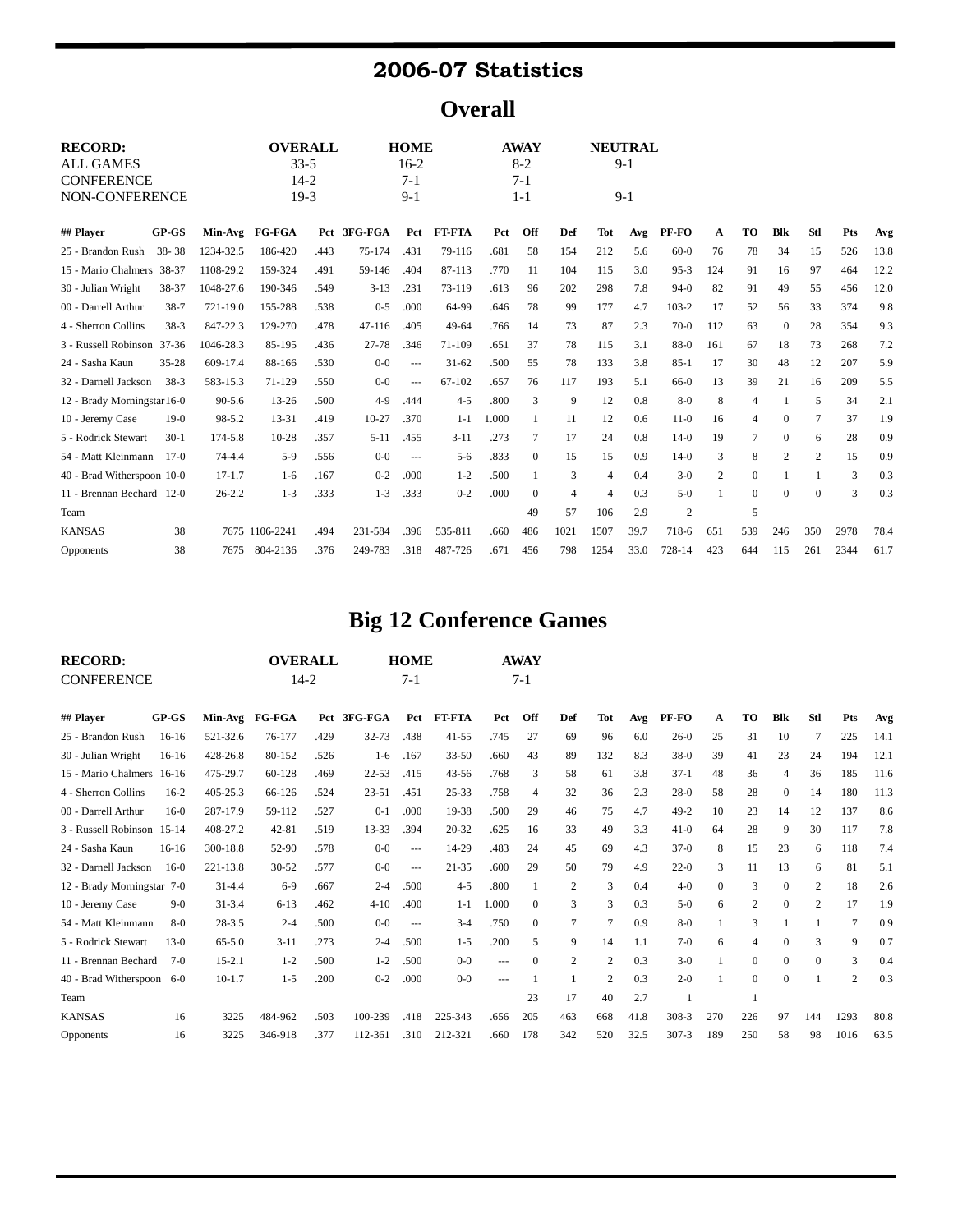# 2006-07 Statistics

## Overall

| RECORD: | OVERALL | HOME | AWAY | NEUTRAL |
|---|---|---|---|---|
| ALL GAMES | 33-5 | 16-2 | 8-2 | 9-1 |
| CONFERENCE | 14-2 | 7-1 | 7-1 | |
| NON-CONFERENCE | 19-3 | 9-1 | 1-1 | 9-1 |

| ## Player | GP-GS | Min-Avg | FG-FGA | Pct | 3FG-FGA | Pct | FT-FTA | Pct | Off | Def | Tot | Avg | PF-FO | A | TO | Blk | Stl | Pts | Avg |
|---|---|---|---|---|---|---|---|---|---|---|---|---|---|---|---|---|---|---|---|
| 25 - Brandon Rush | 38- 38 | 1234-32.5 | 186-420 | .443 | 75-174 | .431 | 79-116 | .681 | 58 | 154 | 212 | 5.6 | 60-0 | 76 | 78 | 34 | 15 | 526 | 13.8 |
| 15 - Mario Chalmers | 38-37 | 1108-29.2 | 159-324 | .491 | 59-146 | .404 | 87-113 | .770 | 11 | 104 | 115 | 3.0 | 95-3 | 124 | 91 | 16 | 97 | 464 | 12.2 |
| 30 - Julian Wright | 38-37 | 1048-27.6 | 190-346 | .549 | 3-13 | .231 | 73-119 | .613 | 96 | 202 | 298 | 7.8 | 94-0 | 82 | 91 | 49 | 55 | 456 | 12.0 |
| 00 - Darrell Arthur | 38-7 | 721-19.0 | 155-288 | .538 | 0-5 | .000 | 64-99 | .646 | 78 | 99 | 177 | 4.7 | 103-2 | 17 | 52 | 56 | 33 | 374 | 9.8 |
| 4 - Sherron Collins | 38-3 | 847-22.3 | 129-270 | .478 | 47-116 | .405 | 49-64 | .766 | 14 | 73 | 87 | 2.3 | 70-0 | 112 | 63 | 0 | 28 | 354 | 9.3 |
| 3 - Russell Robinson | 37-36 | 1046-28.3 | 85-195 | .436 | 27-78 | .346 | 71-109 | .651 | 37 | 78 | 115 | 3.1 | 88-0 | 161 | 67 | 18 | 73 | 268 | 7.2 |
| 24 - Sasha Kaun | 35-28 | 609-17.4 | 88-166 | .530 | 0-0 | --- | 31-62 | .500 | 55 | 78 | 133 | 3.8 | 85-1 | 17 | 30 | 48 | 12 | 207 | 5.9 |
| 32 - Darnell Jackson | 38-3 | 583-15.3 | 71-129 | .550 | 0-0 | --- | 67-102 | .657 | 76 | 117 | 193 | 5.1 | 66-0 | 13 | 39 | 21 | 16 | 209 | 5.5 |
| 12 - Brady Morningstar | 16-0 | 90-5.6 | 13-26 | .500 | 4-9 | .444 | 4-5 | .800 | 3 | 9 | 12 | 0.8 | 8-0 | 8 | 4 | 1 | 5 | 34 | 2.1 |
| 10 - Jeremy Case | 19-0 | 98-5.2 | 13-31 | .419 | 10-27 | .370 | 1-1 | 1.000 | 1 | 11 | 12 | 0.6 | 11-0 | 16 | 4 | 0 | 7 | 37 | 1.9 |
| 5 - Rodrick Stewart | 30-1 | 174-5.8 | 10-28 | .357 | 5-11 | .455 | 3-11 | .273 | 7 | 17 | 24 | 0.8 | 14-0 | 19 | 7 | 0 | 6 | 28 | 0.9 |
| 54 - Matt Kleinmann | 17-0 | 74-4.4 | 5-9 | .556 | 0-0 | --- | 5-6 | .833 | 0 | 15 | 15 | 0.9 | 14-0 | 3 | 8 | 2 | 2 | 15 | 0.9 |
| 40 - Brad Witherspoon | 10-0 | 17-1.7 | 1-6 | .167 | 0-2 | .000 | 1-2 | .500 | 1 | 3 | 4 | 0.4 | 3-0 | 2 | 0 | 1 | 1 | 3 | 0.3 |
| 11 - Brennan Bechard | 12-0 | 26-2.2 | 1-3 | .333 | 1-3 | .333 | 0-2 | .000 | 0 | 4 | 4 | 0.3 | 5-0 | 1 | 0 | 0 | 0 | 3 | 0.3 |
| Team | | | | | | | | | 49 | 57 | 106 | 2.9 | 2 | | 5 | | | | |
| KANSAS | 38 | 7675 | 1106-2241 | .494 | 231-584 | .396 | 535-811 | .660 | 486 | 1021 | 1507 | 39.7 | 718-6 | 651 | 539 | 246 | 350 | 2978 | 78.4 |
| Opponents | 38 | 7675 | 804-2136 | .376 | 249-783 | .318 | 487-726 | .671 | 456 | 798 | 1254 | 33.0 | 728-14 | 423 | 644 | 115 | 261 | 2344 | 61.7 |

## Big 12 Conference Games

| RECORD: | OVERALL | HOME | AWAY |
|---|---|---|---|
| CONFERENCE | 14-2 | 7-1 | 7-1 |

| ## Player | GP-GS | Min-Avg | FG-FGA | Pct | 3FG-FGA | Pct | FT-FTA | Pct | Off | Def | Tot | Avg | PF-FO | A | TO | Blk | Stl | Pts | Avg |
|---|---|---|---|---|---|---|---|---|---|---|---|---|---|---|---|---|---|---|---|
| 25 - Brandon Rush | 16-16 | 521-32.6 | 76-177 | .429 | 32-73 | .438 | 41-55 | .745 | 27 | 69 | 96 | 6.0 | 26-0 | 25 | 31 | 10 | 7 | 225 | 14.1 |
| 30 - Julian Wright | 16-16 | 428-26.8 | 80-152 | .526 | 1-6 | .167 | 33-50 | .660 | 43 | 89 | 132 | 8.3 | 38-0 | 39 | 41 | 23 | 24 | 194 | 12.1 |
| 15 - Mario Chalmers | 16-16 | 475-29.7 | 60-128 | .469 | 22-53 | .415 | 43-56 | .768 | 3 | 58 | 61 | 3.8 | 37-1 | 48 | 36 | 4 | 36 | 185 | 11.6 |
| 4 - Sherron Collins | 16-2 | 405-25.3 | 66-126 | .524 | 23-51 | .451 | 25-33 | .758 | 4 | 32 | 36 | 2.3 | 28-0 | 58 | 28 | 0 | 14 | 180 | 11.3 |
| 00 - Darrell Arthur | 16-0 | 287-17.9 | 59-112 | .527 | 0-1 | .000 | 19-38 | .500 | 29 | 46 | 75 | 4.7 | 49-2 | 10 | 23 | 14 | 12 | 137 | 8.6 |
| 3 - Russell Robinson | 15-14 | 408-27.2 | 42-81 | .519 | 13-33 | .394 | 20-32 | .625 | 16 | 33 | 49 | 3.3 | 41-0 | 64 | 28 | 9 | 30 | 117 | 7.8 |
| 24 - Sasha Kaun | 16-16 | 300-18.8 | 52-90 | .578 | 0-0 | --- | 14-29 | .483 | 24 | 45 | 69 | 4.3 | 37-0 | 8 | 15 | 23 | 6 | 118 | 7.4 |
| 32 - Darnell Jackson | 16-0 | 221-13.8 | 30-52 | .577 | 0-0 | --- | 21-35 | .600 | 29 | 50 | 79 | 4.9 | 22-0 | 3 | 11 | 13 | 6 | 81 | 5.1 |
| 12 - Brady Morningstar | 7-0 | 31-4.4 | 6-9 | .667 | 2-4 | .500 | 4-5 | .800 | 1 | 2 | 3 | 0.4 | 4-0 | 0 | 3 | 0 | 2 | 18 | 2.6 |
| 10 - Jeremy Case | 9-0 | 31-3.4 | 6-13 | .462 | 4-10 | .400 | 1-1 | 1.000 | 0 | 3 | 3 | 0.3 | 5-0 | 6 | 2 | 0 | 2 | 17 | 1.9 |
| 54 - Matt Kleinmann | 8-0 | 28-3.5 | 2-4 | .500 | 0-0 | --- | 3-4 | .750 | 0 | 7 | 7 | 0.9 | 8-0 | 1 | 3 | 1 | 1 | 7 | 0.9 |
| 5 - Rodrick Stewart | 13-0 | 65-5.0 | 3-11 | .273 | 2-4 | .500 | 1-5 | .200 | 5 | 9 | 14 | 1.1 | 7-0 | 6 | 4 | 0 | 3 | 9 | 0.7 |
| 11 - Brennan Bechard | 7-0 | 15-2.1 | 1-2 | .500 | 1-2 | .500 | 0-0 | --- | 0 | 2 | 2 | 0.3 | 3-0 | 1 | 0 | 0 | 0 | 3 | 0.4 |
| 40 - Brad Witherspoon | 6-0 | 10-1.7 | 1-5 | .200 | 0-2 | .000 | 0-0 | --- | 1 | 1 | 2 | 0.3 | 2-0 | 1 | 0 | 0 | 1 | 2 | 0.3 |
| Team | | | | | | | | | 23 | 17 | 40 | 2.7 | 1 | | 1 | | | | |
| KANSAS | 16 | 3225 | 484-962 | .503 | 100-239 | .418 | 225-343 | .656 | 205 | 463 | 668 | 41.8 | 308-3 | 270 | 226 | 97 | 144 | 1293 | 80.8 |
| Opponents | 16 | 3225 | 346-918 | .377 | 112-361 | .310 | 212-321 | .660 | 178 | 342 | 520 | 32.5 | 307-3 | 189 | 250 | 58 | 98 | 1016 | 63.5 |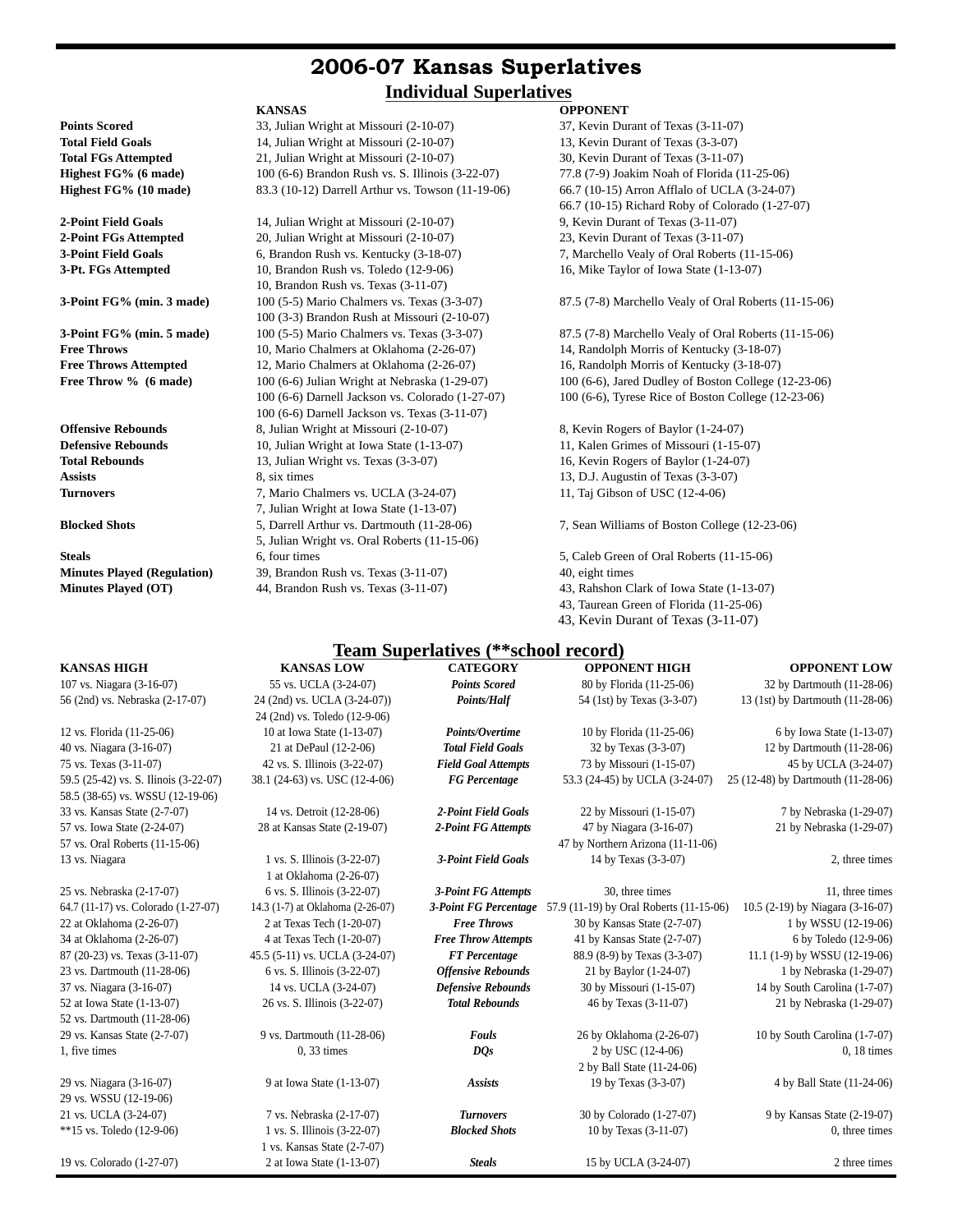# 2006-07 Kansas Superlatives

## Individual Superlatives

| | KANSAS | OPPONENT |
|---|---|---|
| **Points Scored** | 33, Julian Wright at Missouri (2-10-07) | 37, Kevin Durant of Texas (3-11-07) |
| **Total Field Goals** | 14, Julian Wright at Missouri (2-10-07) | 13, Kevin Durant of Texas (3-3-07) |
| **Total FGs Attempted** | 21, Julian Wright at Missouri (2-10-07) | 30, Kevin Durant of Texas (3-11-07) |
| **Highest FG% (6 made)** | 100 (6-6) Brandon Rush vs. S. Illinois (3-22-07) | 77.8 (7-9) Joakim Noah of Florida (11-25-06) |
| **Highest FG% (10 made)** | 83.3 (10-12) Darrell Arthur vs. Towson (11-19-06) | 66.7 (10-15) Arron Afflalo of UCLA (3-24-07)<br>66.7 (10-15) Richard Roby of Colorado (1-27-07) |
| **2-Point Field Goals** | 14, Julian Wright at Missouri (2-10-07) | 9, Kevin Durant of Texas (3-11-07) |
| **2-Point FGs Attempted** | 20, Julian Wright at Missouri (2-10-07) | 23, Kevin Durant of Texas (3-11-07) |
| **3-Point Field Goals** | 6, Brandon Rush vs. Kentucky (3-18-07) | 7, Marchello Vealy of Oral Roberts (11-15-06) |
| **3-Pt. FGs Attempted** | 10, Brandon Rush vs. Toledo (12-9-06)<br>10, Brandon Rush vs. Texas (3-11-07) | 16, Mike Taylor of Iowa State (1-13-07) |
| **3-Point FG% (min. 3 made)** | 100 (5-5) Mario Chalmers vs. Texas (3-3-07)<br>100 (3-3) Brandon Rush at Missouri (2-10-07) | 87.5 (7-8) Marchello Vealy of Oral Roberts (11-15-06) |
| **3-Point FG% (min. 5 made)** | 100 (5-5) Mario Chalmers vs. Texas (3-3-07) | 87.5 (7-8) Marchello Vealy of Oral Roberts (11-15-06) |
| **Free Throws** | 10, Mario Chalmers at Oklahoma (2-26-07) | 14, Randolph Morris of Kentucky (3-18-07) |
| **Free Throws Attempted** | 12, Mario Chalmers at Oklahoma (2-26-07) | 16, Randolph Morris of Kentucky (3-18-07) |
| **Free Throw % (6 made)** | 100 (6-6) Julian Wright at Nebraska (1-29-07)<br>100 (6-6) Darnell Jackson vs. Colorado (1-27-07)<br>100 (6-6) Darnell Jackson vs. Texas (3-11-07) | 100 (6-6), Jared Dudley of Boston College (12-23-06)<br>100 (6-6), Tyrese Rice of Boston College (12-23-06) |
| **Offensive Rebounds** | 8, Julian Wright at Missouri (2-10-07) | 8, Kevin Rogers of Baylor (1-24-07) |
| **Defensive Rebounds** | 10, Julian Wright at Iowa State (1-13-07) | 11, Kalen Grimes of Missouri (1-15-07) |
| **Total Rebounds** | 13, Julian Wright vs. Texas (3-3-07) | 16, Kevin Rogers of Baylor (1-24-07) |
| **Assists** | 8, six times | 13, D.J. Augustin of Texas (3-3-07) |
| **Turnovers** | 7, Mario Chalmers vs. UCLA (3-24-07)<br>7, Julian Wright at Iowa State (1-13-07) | 11, Taj Gibson of USC (12-4-06) |
| **Blocked Shots** | 5, Darrell Arthur vs. Dartmouth (11-28-06)<br>5, Julian Wright vs. Oral Roberts (11-15-06) | 7, Sean Williams of Boston College (12-23-06) |
| **Steals** | 6, four times | 5, Caleb Green of Oral Roberts (11-15-06) |
| **Minutes Played (Regulation)** | 39, Brandon Rush vs. Texas (3-11-07) | 40, eight times |
| **Minutes Played (OT)** | 44, Brandon Rush vs. Texas (3-11-07) | 43, Rahshon Clark of Iowa State (1-13-07)<br>43, Taurean Green of Florida (11-25-06)<br>43, Kevin Durant of Texas (3-11-07) |

## Team Superlatives (**school record)

| KANSAS HIGH | KANSAS LOW | CATEGORY | OPPONENT HIGH | OPPONENT LOW |
|---|---|---|---|---|
| 107 vs. Niagara (3-16-07) | 55 vs. UCLA (3-24-07) | *Points Scored* | 80 by Florida (11-25-06) | 32 by Dartmouth (11-28-06) |
| 56 (2nd) vs. Nebraska (2-17-07) | 24 (2nd) vs. UCLA (3-24-07))<br>24 (2nd) vs. Toledo (12-9-06) | *Points/Half* | 54 (1st) by Texas (3-3-07) | 13 (1st) by Dartmouth (11-28-06) |
| 12 vs. Florida (11-25-06) | 10 at Iowa State (1-13-07) | *Points/Overtime* | 10 by Florida (11-25-06) | 6 by Iowa State (1-13-07) |
| 40 vs. Niagara (3-16-07) | 21 at DePaul (12-2-06) | *Total Field Goals* | 32 by Texas (3-3-07) | 12 by Dartmouth (11-28-06) |
| 75 vs. Texas (3-11-07) | 42 vs. S. Illinois (3-22-07) | *Field Goal Attempts* | 73 by Missouri (1-15-07) | 45 by UCLA (3-24-07) |
| 59.5 (25-42) vs. S. Ilinois (3-22-07)<br>58.5 (38-65) vs. WSSU (12-19-06) | 38.1 (24-63) vs. USC (12-4-06) | *FG Percentage* | 53.3 (24-45) by UCLA (3-24-07) | 25 (12-48) by Dartmouth (11-28-06) |
| 33 vs. Kansas State (2-7-07) | 14 vs. Detroit (12-28-06) | *2-Point Field Goals* | 22 by Missouri (1-15-07) | 7 by Nebraska (1-29-07) |
| 57 vs. Iowa State (2-24-07)<br>57 vs. Oral Roberts (11-15-06) | 28 at Kansas State (2-19-07) | *2-Point FG Attempts* | 47 by Niagara (3-16-07)<br>47 by Northern Arizona (11-11-06) | 21 by Nebraska (1-29-07) |
| 13 vs. Niagara | 1 vs. S. Illinois (3-22-07)<br>1 at Oklahoma (2-26-07) | *3-Point Field Goals* | 14 by Texas (3-3-07) | 2, three times |
| 25 vs. Nebraska (2-17-07) | 6 vs. S. Illinois (3-22-07) | *3-Point FG Attempts* | 30, three times | 11, three times |
| 64.7 (11-17) vs. Colorado (1-27-07) | 14.3 (1-7) at Oklahoma (2-26-07) | *3-Point FG Percentage* | 57.9 (11-19) by Oral Roberts (11-15-06) | 10.5 (2-19) by Niagara (3-16-07) |
| 22 at Oklahoma (2-26-07) | 2 at Texas Tech (1-20-07) | *Free Throws* | 30 by Kansas State (2-7-07) | 1 by WSSU (12-19-06) |
| 34 at Oklahoma (2-26-07) | 4 at Texas Tech (1-20-07) | *Free Throw Attempts* | 41 by Kansas State (2-7-07) | 6 by Toledo (12-9-06) |
| 87 (20-23) vs. Texas (3-11-07) | 45.5 (5-11) vs. UCLA (3-24-07) | *FT Percentage* | 88.9 (8-9) by Texas (3-3-07) | 11.1 (1-9) by WSSU (12-19-06) |
| 23 vs. Dartmouth (11-28-06) | 6 vs. S. Illinois (3-22-07) | *Offensive Rebounds* | 21 by Baylor (1-24-07) | 1 by Nebraska (1-29-07) |
| 37 vs. Niagara (3-16-07) | 14 vs. UCLA (3-24-07) | *Defensive Rebounds* | 30 by Missouri (1-15-07) | 14 by South Carolina (1-7-07) |
| 52 at Iowa State (1-13-07)<br>52 vs. Dartmouth (11-28-06) | 26 vs. S. Illinois (3-22-07) | *Total Rebounds* | 46 by Texas (3-11-07) | 21 by Nebraska (1-29-07) |
| 29 vs. Kansas State (2-7-07) | 9 vs. Dartmouth (11-28-06) | *Fouls* | 26 by Oklahoma (2-26-07) | 10 by South Carolina (1-7-07) |
| 1, five times | 0, 33 times | *DQs* | 2 by USC (12-4-06)<br>2 by Ball State (11-24-06) | 0, 18 times |
| 29 vs. Niagara (3-16-07)<br>29 vs. WSSU (12-19-06) | 9 at Iowa State (1-13-07) | *Assists* | 19 by Texas (3-3-07) | 4 by Ball State (11-24-06) |
| 21 vs. UCLA (3-24-07) | 7 vs. Nebraska (2-17-07) | *Turnovers* | 30 by Colorado (1-27-07) | 9 by Kansas State (2-19-07) |
| **15 vs. Toledo (12-9-06) | 1 vs. S. Illinois (3-22-07)<br>1 vs. Kansas State (2-7-07) | *Blocked Shots* | 10 by Texas (3-11-07) | 0, three times |
| 19 vs. Colorado (1-27-07) | 2 at Iowa State (1-13-07) | *Steals* | 15 by UCLA (3-24-07) | 2 three times |